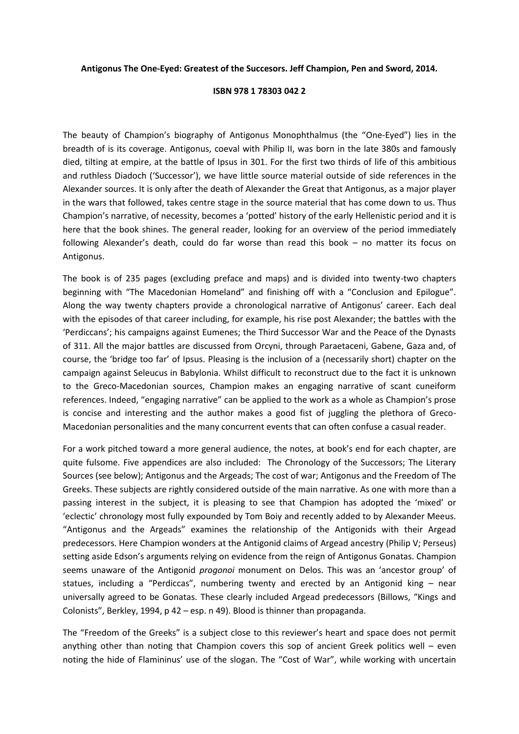**Antigonus The One-Eyed: Greatest of the Succesors. Jeff Champion, Pen and Sword, 2014.**

**ISBN 978 1 78303 042 2**

The beauty of Champion's biography of Antigonus Monophthalmus (the "One-Eyed") lies in the breadth of is its coverage. Antigonus, coeval with Philip II, was born in the late 380s and famously died, tilting at empire, at the battle of Ipsus in 301. For the first two thirds of life of this ambitious and ruthless Diadoch ('Successor'), we have little source material outside of side references in the Alexander sources. It is only after the death of Alexander the Great that Antigonus, as a major player in the wars that followed, takes centre stage in the source material that has come down to us. Thus Champion's narrative, of necessity, becomes a 'potted' history of the early Hellenistic period and it is here that the book shines. The general reader, looking for an overview of the period immediately following Alexander's death, could do far worse than read this book – no matter its focus on Antigonus.

The book is of 235 pages (excluding preface and maps) and is divided into twenty-two chapters beginning with "The Macedonian Homeland" and finishing off with a "Conclusion and Epilogue". Along the way twenty chapters provide a chronological narrative of Antigonus' career. Each deal with the episodes of that career including, for example, his rise post Alexander; the battles with the 'Perdiccans'; his campaigns against Eumenes; the Third Successor War and the Peace of the Dynasts of 311. All the major battles are discussed from Orcyni, through Paraetaceni, Gabene, Gaza and, of course, the 'bridge too far' of Ipsus. Pleasing is the inclusion of a (necessarily short) chapter on the campaign against Seleucus in Babylonia. Whilst difficult to reconstruct due to the fact it is unknown to the Greco-Macedonian sources, Champion makes an engaging narrative of scant cuneiform references. Indeed, "engaging narrative" can be applied to the work as a whole as Champion's prose is concise and interesting and the author makes a good fist of juggling the plethora of Greco-Macedonian personalities and the many concurrent events that can often confuse a casual reader.

For a work pitched toward a more general audience, the notes, at book's end for each chapter, are quite fulsome. Five appendices are also included: The Chronology of the Successors; The Literary Sources (see below); Antigonus and the Argeads; The cost of war; Antigonus and the Freedom of The Greeks. These subjects are rightly considered outside of the main narrative. As one with more than a passing interest in the subject, it is pleasing to see that Champion has adopted the 'mixed' or 'eclectic' chronology most fully expounded by Tom Boiy and recently added to by Alexander Meeus. "Antigonus and the Argeads" examines the relationship of the Antigonids with their Argead predecessors. Here Champion wonders at the Antigonid claims of Argead ancestry (Philip V; Perseus) setting aside Edson's arguments relying on evidence from the reign of Antigonus Gonatas. Champion seems unaware of the Antigonid *progonoi* monument on Delos. This was an 'ancestor group' of statues, including a "Perdiccas", numbering twenty and erected by an Antigonid king – near universally agreed to be Gonatas. These clearly included Argead predecessors (Billows, "Kings and Colonists", Berkley, 1994, p 42 – esp. n 49). Blood is thinner than propaganda.

The "Freedom of the Greeks" is a subject close to this reviewer's heart and space does not permit anything other than noting that Champion covers this sop of ancient Greek politics well – even noting the hide of Flamininus' use of the slogan. The "Cost of War", while working with uncertain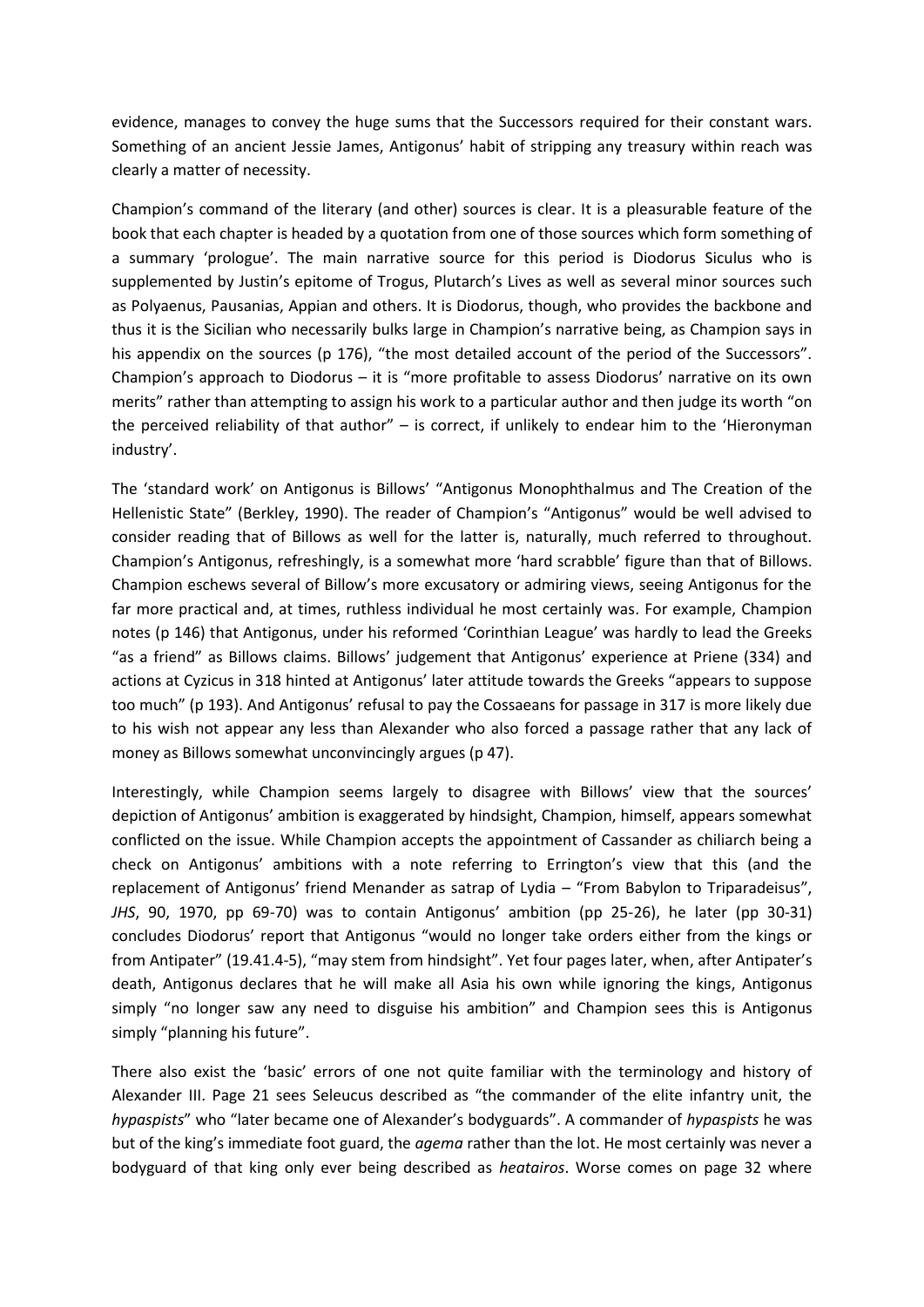evidence, manages to convey the huge sums that the Successors required for their constant wars. Something of an ancient Jessie James, Antigonus' habit of stripping any treasury within reach was clearly a matter of necessity.

Champion's command of the literary (and other) sources is clear. It is a pleasurable feature of the book that each chapter is headed by a quotation from one of those sources which form something of a summary 'prologue'. The main narrative source for this period is Diodorus Siculus who is supplemented by Justin's epitome of Trogus, Plutarch's Lives as well as several minor sources such as Polyaenus, Pausanias, Appian and others. It is Diodorus, though, who provides the backbone and thus it is the Sicilian who necessarily bulks large in Champion's narrative being, as Champion says in his appendix on the sources (p 176), "the most detailed account of the period of the Successors". Champion's approach to Diodorus – it is "more profitable to assess Diodorus' narrative on its own merits" rather than attempting to assign his work to a particular author and then judge its worth "on the perceived reliability of that author" – is correct, if unlikely to endear him to the 'Hieronyman industry'.

The 'standard work' on Antigonus is Billows' "Antigonus Monophthalmus and The Creation of the Hellenistic State" (Berkley, 1990). The reader of Champion's "Antigonus" would be well advised to consider reading that of Billows as well for the latter is, naturally, much referred to throughout. Champion's Antigonus, refreshingly, is a somewhat more 'hard scrabble' figure than that of Billows. Champion eschews several of Billow's more excusatory or admiring views, seeing Antigonus for the far more practical and, at times, ruthless individual he most certainly was. For example, Champion notes (p 146) that Antigonus, under his reformed 'Corinthian League' was hardly to lead the Greeks "as a friend" as Billows claims. Billows' judgement that Antigonus' experience at Priene (334) and actions at Cyzicus in 318 hinted at Antigonus' later attitude towards the Greeks "appears to suppose too much" (p 193). And Antigonus' refusal to pay the Cossaeans for passage in 317 is more likely due to his wish not appear any less than Alexander who also forced a passage rather that any lack of money as Billows somewhat unconvincingly argues (p 47).

Interestingly, while Champion seems largely to disagree with Billows' view that the sources' depiction of Antigonus' ambition is exaggerated by hindsight, Champion, himself, appears somewhat conflicted on the issue. While Champion accepts the appointment of Cassander as chiliarch being a check on Antigonus' ambitions with a note referring to Errington's view that this (and the replacement of Antigonus' friend Menander as satrap of Lydia – "From Babylon to Triparadeisus", *JHS*, 90, 1970, pp 69-70) was to contain Antigonus' ambition (pp 25-26), he later (pp 30-31) concludes Diodorus' report that Antigonus "would no longer take orders either from the kings or from Antipater" (19.41.4-5), "may stem from hindsight". Yet four pages later, when, after Antipater's death, Antigonus declares that he will make all Asia his own while ignoring the kings, Antigonus simply "no longer saw any need to disguise his ambition" and Champion sees this is Antigonus simply "planning his future".

There also exist the 'basic' errors of one not quite familiar with the terminology and history of Alexander III. Page 21 sees Seleucus described as "the commander of the elite infantry unit, the *hypaspists*" who "later became one of Alexander's bodyguards". A commander of *hypaspists* he was but of the king's immediate foot guard, the *agema* rather than the lot. He most certainly was never a bodyguard of that king only ever being described as *heataíros*. Worse comes on page 32 where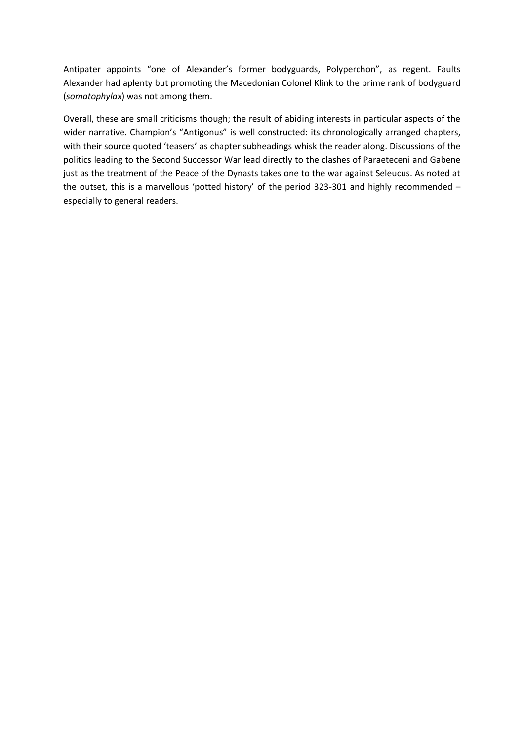Antipater appoints "one of Alexander's former bodyguards, Polyperchon", as regent. Faults Alexander had aplenty but promoting the Macedonian Colonel Klink to the prime rank of bodyguard (*somatophylax*) was not among them.

Overall, these are small criticisms though; the result of abiding interests in particular aspects of the wider narrative. Champion's "Antigonus" is well constructed: its chronologically arranged chapters, with their source quoted 'teasers' as chapter subheadings whisk the reader along. Discussions of the politics leading to the Second Successor War lead directly to the clashes of Paraeteceni and Gabene just as the treatment of the Peace of the Dynasts takes one to the war against Seleucus. As noted at the outset, this is a marvellous 'potted history' of the period 323-301 and highly recommended – especially to general readers.